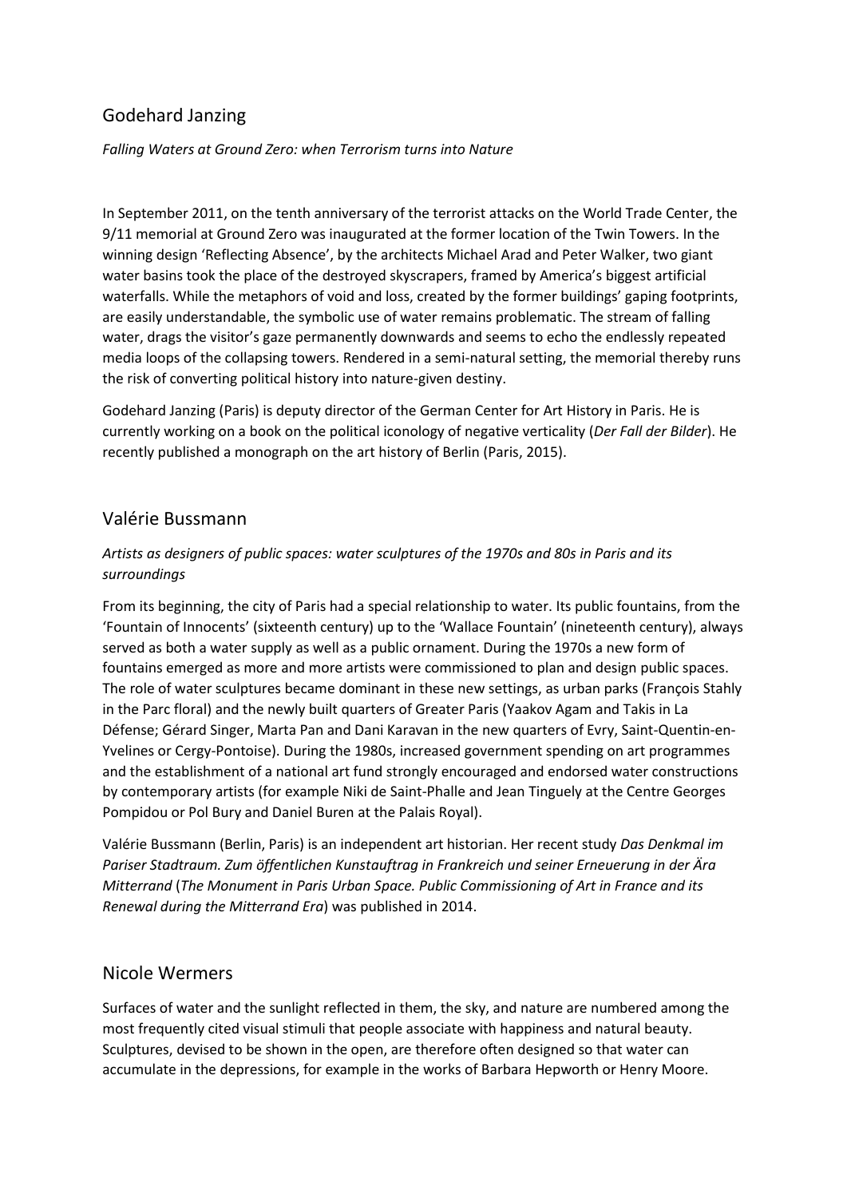## Godehard Janzing

*Falling Waters at Ground Zero: when Terrorism turns into Nature*

In September 2011, on the tenth anniversary of the terrorist attacks on the World Trade Center, the 9/11 memorial at Ground Zero was inaugurated at the former location of the Twin Towers. In the winning design 'Reflecting Absence', by the architects Michael Arad and Peter Walker, two giant water basins took the place of the destroyed skyscrapers, framed by America's biggest artificial waterfalls. While the metaphors of void and loss, created by the former buildings' gaping footprints, are easily understandable, the symbolic use of water remains problematic. The stream of falling water, drags the visitor's gaze permanently downwards and seems to echo the endlessly repeated media loops of the collapsing towers. Rendered in a semi-natural setting, the memorial thereby runs the risk of converting political history into nature-given destiny.

Godehard Janzing (Paris) is deputy director of the German Center for Art History in Paris. He is currently working on a book on the political iconology of negative verticality (*Der Fall der Bilder*). He recently published a monograph on the art history of Berlin (Paris, 2015).

## Valérie Bussmann

*Artists as designers of public spaces: water sculptures of the 1970s and 80s in Paris and its surroundings*

From its beginning, the city of Paris had a special relationship to water. Its public fountains, from the 'Fountain of Innocents' (sixteenth century) up to the 'Wallace Fountain' (nineteenth century), always served as both a water supply as well as a public ornament. During the 1970s a new form of fountains emerged as more and more artists were commissioned to plan and design public spaces. The role of water sculptures became dominant in these new settings, as urban parks (François Stahly in the Parc floral) and the newly built quarters of Greater Paris (Yaakov Agam and Takis in La Défense; Gérard Singer, Marta Pan and Dani Karavan in the new quarters of Evry, Saint-Quentin-en-Yvelines or Cergy-Pontoise). During the 1980s, increased government spending on art programmes and the establishment of a national art fund strongly encouraged and endorsed water constructions by contemporary artists (for example Niki de Saint-Phalle and Jean Tinguely at the Centre Georges Pompidou or Pol Bury and Daniel Buren at the Palais Royal).

Valérie Bussmann (Berlin, Paris) is an independent art historian. Her recent study *Das Denkmal im Pariser Stadtraum. Zum öffentlichen Kunstauftrag in Frankreich und seiner Erneuerung in der Ära Mitterrand* (*The Monument in Paris Urban Space. Public Commissioning of Art in France and its Renewal during the Mitterrand Era*) was published in 2014.

## Nicole Wermers

Surfaces of water and the sunlight reflected in them, the sky, and nature are numbered among the most frequently cited visual stimuli that people associate with happiness and natural beauty. Sculptures, devised to be shown in the open, are therefore often designed so that water can accumulate in the depressions, for example in the works of Barbara Hepworth or Henry Moore.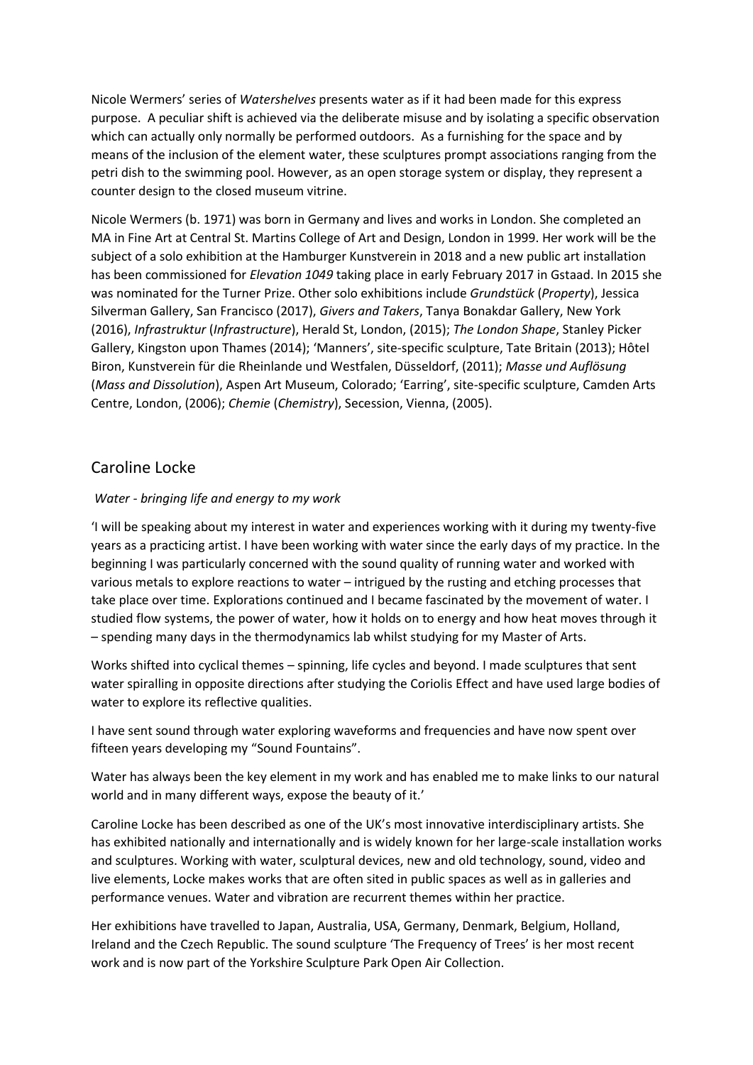Nicole Wermers' series of *Watershelves* presents water as if it had been made for this express purpose. A peculiar shift is achieved via the deliberate misuse and by isolating a specific observation which can actually only normally be performed outdoors. As a furnishing for the space and by means of the inclusion of the element water, these sculptures prompt associations ranging from the petri dish to the swimming pool. However, as an open storage system or display, they represent a counter design to the closed museum vitrine.

Nicole Wermers (b. 1971) was born in Germany and lives and works in London. She completed an MA in Fine Art at Central St. Martins College of Art and Design, London in 1999. Her work will be the subject of a solo exhibition at the Hamburger Kunstverein in 2018 and a new public art installation has been commissioned for *Elevation 1049* taking place in early February 2017 in Gstaad. In 2015 she was nominated for the Turner Prize. Other solo exhibitions include *Grundstück* (*Property*), Jessica Silverman Gallery, San Francisco (2017), *Givers and Takers*, Tanya Bonakdar Gallery, New York (2016), *Infrastruktur* (*Infrastructure*), Herald St, London, (2015); *The London Shape*, Stanley Picker Gallery, Kingston upon Thames (2014); 'Manners', site-specific sculpture, Tate Britain (2013); Hôtel Biron, Kunstverein für die Rheinlande und Westfalen, Düsseldorf, (2011); *Masse und Auflösung* (*Mass and Dissolution*), Aspen Art Museum, Colorado; 'Earring', site-specific sculpture, Camden Arts Centre, London, (2006); *Chemie* (*Chemistry*), Secession, Vienna, (2005).

## Caroline Locke

*Water - bringing life and energy to my work*

'I will be speaking about my interest in water and experiences working with it during my twenty-five years as a practicing artist. I have been working with water since the early days of my practice. In the beginning I was particularly concerned with the sound quality of running water and worked with various metals to explore reactions to water – intrigued by the rusting and etching processes that take place over time. Explorations continued and I became fascinated by the movement of water. I studied flow systems, the power of water, how it holds on to energy and how heat moves through it – spending many days in the thermodynamics lab whilst studying for my Master of Arts.

Works shifted into cyclical themes – spinning, life cycles and beyond. I made sculptures that sent water spiralling in opposite directions after studying the Coriolis Effect and have used large bodies of water to explore its reflective qualities.

I have sent sound through water exploring waveforms and frequencies and have now spent over fifteen years developing my "Sound Fountains".

Water has always been the key element in my work and has enabled me to make links to our natural world and in many different ways, expose the beauty of it.'

Caroline Locke has been described as one of the UK's most innovative interdisciplinary artists. She has exhibited nationally and internationally and is widely known for her large-scale installation works and sculptures. Working with water, sculptural devices, new and old technology, sound, video and live elements, Locke makes works that are often sited in public spaces as well as in galleries and performance venues. Water and vibration are recurrent themes within her practice.

Her exhibitions have travelled to Japan, Australia, USA, Germany, Denmark, Belgium, Holland, Ireland and the Czech Republic. The sound sculpture 'The Frequency of Trees' is her most recent work and is now part of the Yorkshire Sculpture Park Open Air Collection.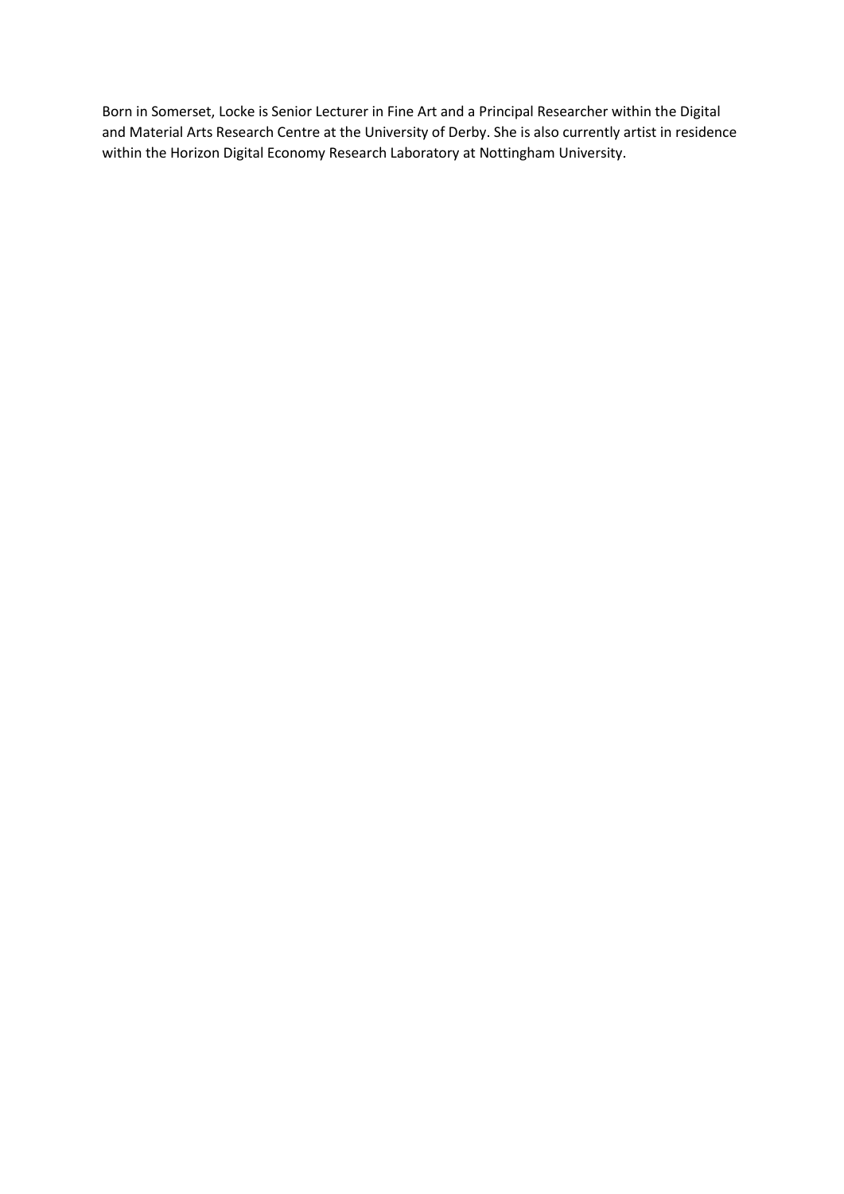Born in Somerset, Locke is Senior Lecturer in Fine Art and a Principal Researcher within the Digital and Material Arts Research Centre at the University of Derby. She is also currently artist in residence within the Horizon Digital Economy Research Laboratory at Nottingham University.